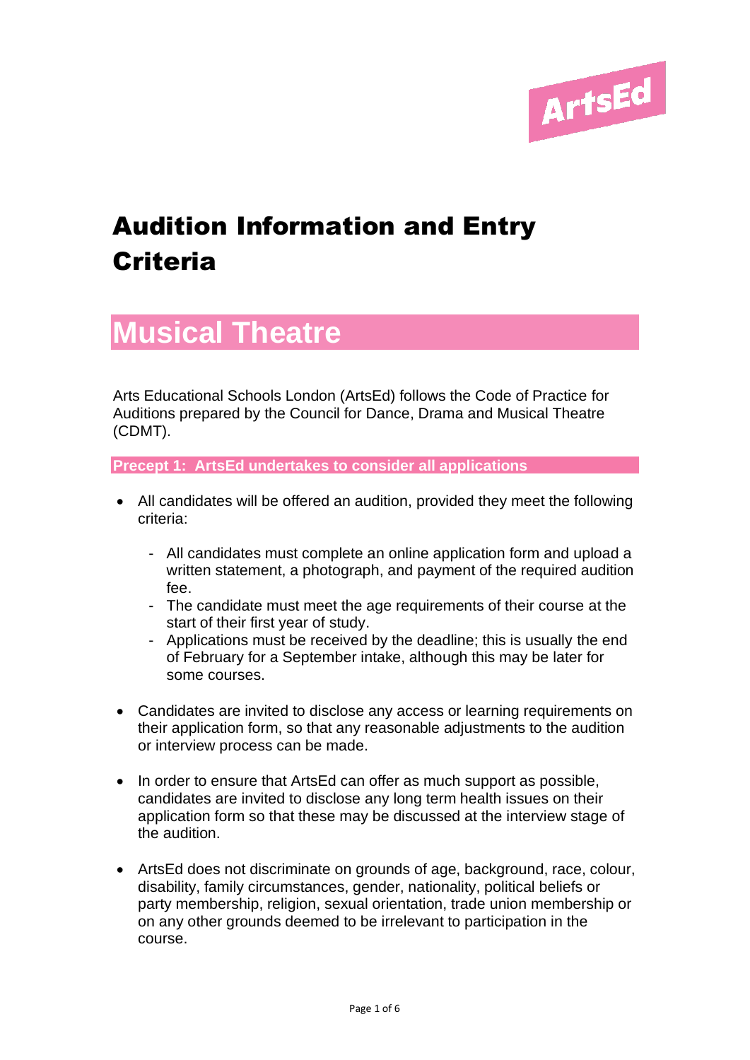# Audition Information and Entry Criteria

## Musical Theatre

Arts Educational Schools London (ArtsEd) follows the Code of Practice for Auditions prepared by the Council for Dance, Drama and Musical Theatre (CDMT).

### Precept 1: ArtsEd undertakes to consider all applications

- All candidates will be offered an audition, provided they meet the following criteria:
  - All candidates must complete an online application form and upload a written statement, a photograph, and payment of the required audition fee.
  - The candidate must meet the age requirements of their course at the start of their first year of study.
  - Applications must be received by the deadline; this is usually the end of February for a September intake, although this may be later for some courses.
- Candidates are invited to disclose any access or learning requirements on their application form, so that any reasonable adjustments to the audition or interview process can be made.
- In order to ensure that ArtsEd can offer as much support as possible, candidates are invited to disclose any long term health issues on their application form so that these may be discussed at the interview stage of the audition.
- ArtsEd does not discriminate on grounds of age, background, race, colour, disability, family circumstances, gender, nationality, political beliefs or party membership, religion, sexual orientation, trade union membership or on any other grounds deemed to be irrelevant to participation in the course.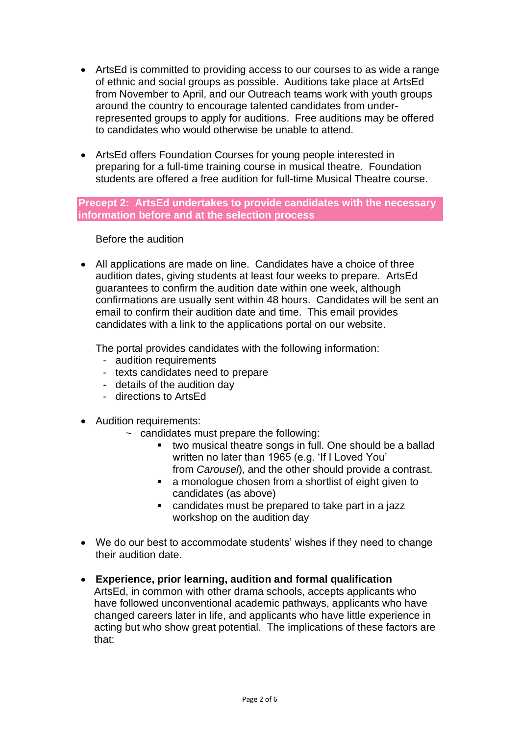- ArtsEd is committed to providing access to our courses to as wide a range of ethnic and social groups as possible. Auditions take place at ArtsEd from November to April, and our Outreach teams work with youth groups around the country to encourage talented candidates from under-represented groups to apply for auditions. Free auditions may be offered to candidates who would otherwise be unable to attend.

- ArtsEd offers Foundation Courses for young people interested in preparing for a full-time training course in musical theatre. Foundation students are offered a free audition for full-time Musical Theatre course.

**Precept 2: ArtsEd undertakes to provide candidates with the necessary information before and at the selection process**

Before the audition

- All applications are made on line. Candidates have a choice of three audition dates, giving students at least four weeks to prepare. ArtsEd guarantees to confirm the audition date within one week, although confirmations are usually sent within 48 hours. Candidates will be sent an email to confirm their audition date and time. This email provides candidates with a link to the applications portal on our website.

  The portal provides candidates with the following information:
  - audition requirements
  - texts candidates need to prepare
  - details of the audition day
  - directions to ArtsEd

- Audition requirements:
  - ~ candidates must prepare the following:
    - two musical theatre songs in full. One should be a ballad written no later than 1965 (e.g. 'If I Loved You' from *Carousel*), and the other should provide a contrast.
    - a monologue chosen from a shortlist of eight given to candidates (as above)
    - candidates must be prepared to take part in a jazz workshop on the audition day

- We do our best to accommodate students' wishes if they need to change their audition date.

- **Experience, prior learning, audition and formal qualification**
  ArtsEd, in common with other drama schools, accepts applicants who have followed unconventional academic pathways, applicants who have changed careers later in life, and applicants who have little experience in acting but who show great potential. The implications of these factors are that: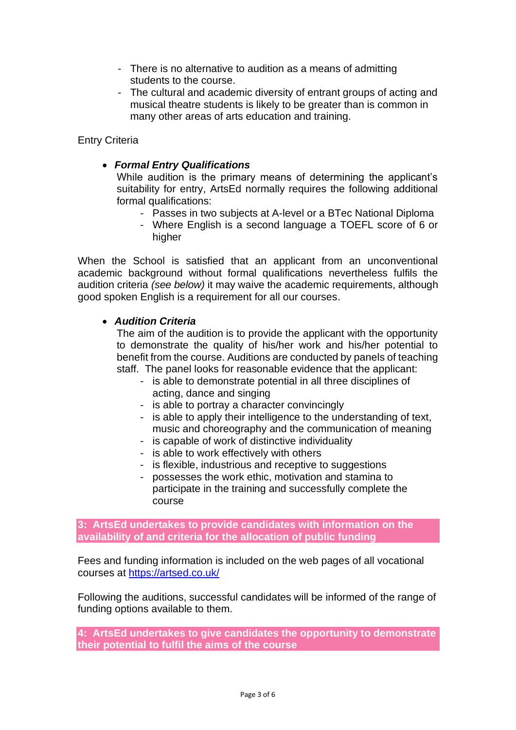- There is no alternative to audition as a means of admitting students to the course.
- The cultural and academic diversity of entrant groups of acting and musical theatre students is likely to be greater than is common in many other areas of arts education and training.

Entry Criteria

- ***Formal Entry Qualifications***

  While audition is the primary means of determining the applicant's suitability for entry, ArtsEd normally requires the following additional formal qualifications:
  - Passes in two subjects at A-level or a BTec National Diploma
  - Where English is a second language a TOEFL score of 6 or higher

When the School is satisfied that an applicant from an unconventional academic background without formal qualifications nevertheless fulfils the audition criteria *(see below)* it may waive the academic requirements, although good spoken English is a requirement for all our courses.

- ***Audition Criteria***

  The aim of the audition is to provide the applicant with the opportunity to demonstrate the quality of his/her work and his/her potential to benefit from the course. Auditions are conducted by panels of teaching staff. The panel looks for reasonable evidence that the applicant:
  - is able to demonstrate potential in all three disciplines of acting, dance and singing
  - is able to portray a character convincingly
  - is able to apply their intelligence to the understanding of text, music and choreography and the communication of meaning
  - is capable of work of distinctive individuality
  - is able to work effectively with others
  - is flexible, industrious and receptive to suggestions
  - possesses the work ethic, motivation and stamina to participate in the training and successfully complete the course

**3: ArtsEd undertakes to provide candidates with information on the availability of and criteria for the allocation of public funding**

Fees and funding information is included on the web pages of all vocational courses at [https://artsed.co.uk/](https://artsed.co.uk/)

Following the auditions, successful candidates will be informed of the range of funding options available to them.

**4: ArtsEd undertakes to give candidates the opportunity to demonstrate their potential to fulfil the aims of the course**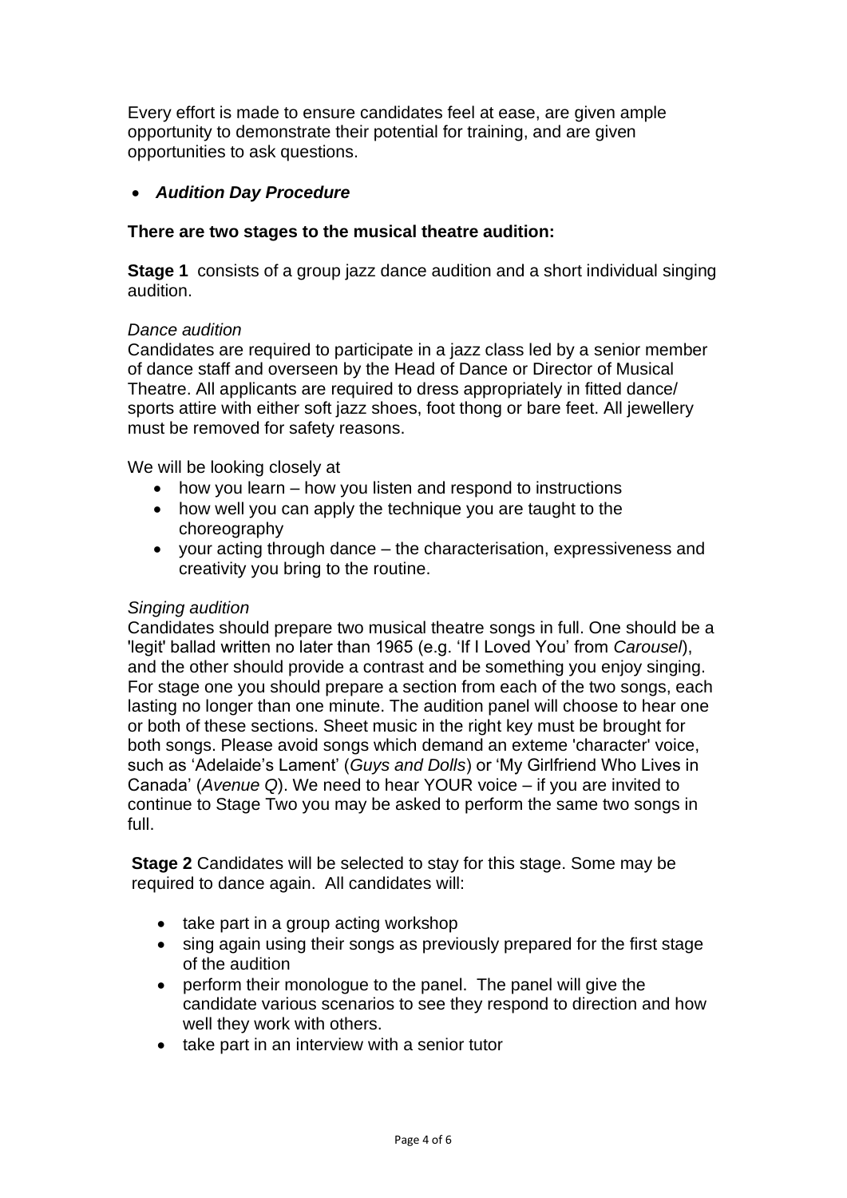Every effort is made to ensure candidates feel at ease, are given ample opportunity to demonstrate their potential for training, and are given opportunities to ask questions.

- ***Audition Day Procedure***

**There are two stages to the musical theatre audition:**

**Stage 1** consists of a group jazz dance audition and a short individual singing audition.

*Dance audition*

Candidates are required to participate in a jazz class led by a senior member of dance staff and overseen by the Head of Dance or Director of Musical Theatre. All applicants are required to dress appropriately in fitted dance/ sports attire with either soft jazz shoes, foot thong or bare feet. All jewellery must be removed for safety reasons.

We will be looking closely at

- how you learn – how you listen and respond to instructions
- how well you can apply the technique you are taught to the choreography
- your acting through dance – the characterisation, expressiveness and creativity you bring to the routine.

*Singing audition*

Candidates should prepare two musical theatre songs in full. One should be a 'legit' ballad written no later than 1965 (e.g. 'If I Loved You' from *Carousel*), and the other should provide a contrast and be something you enjoy singing. For stage one you should prepare a section from each of the two songs, each lasting no longer than one minute. The audition panel will choose to hear one or both of these sections. Sheet music in the right key must be brought for both songs. Please avoid songs which demand an exteme 'character' voice, such as 'Adelaide's Lament' (*Guys and Dolls*) or 'My Girlfriend Who Lives in Canada' (*Avenue Q*). We need to hear YOUR voice – if you are invited to continue to Stage Two you may be asked to perform the same two songs in full.

**Stage 2** Candidates will be selected to stay for this stage. Some may be required to dance again. All candidates will:

- take part in a group acting workshop
- sing again using their songs as previously prepared for the first stage of the audition
- perform their monologue to the panel. The panel will give the candidate various scenarios to see they respond to direction and how well they work with others.
- take part in an interview with a senior tutor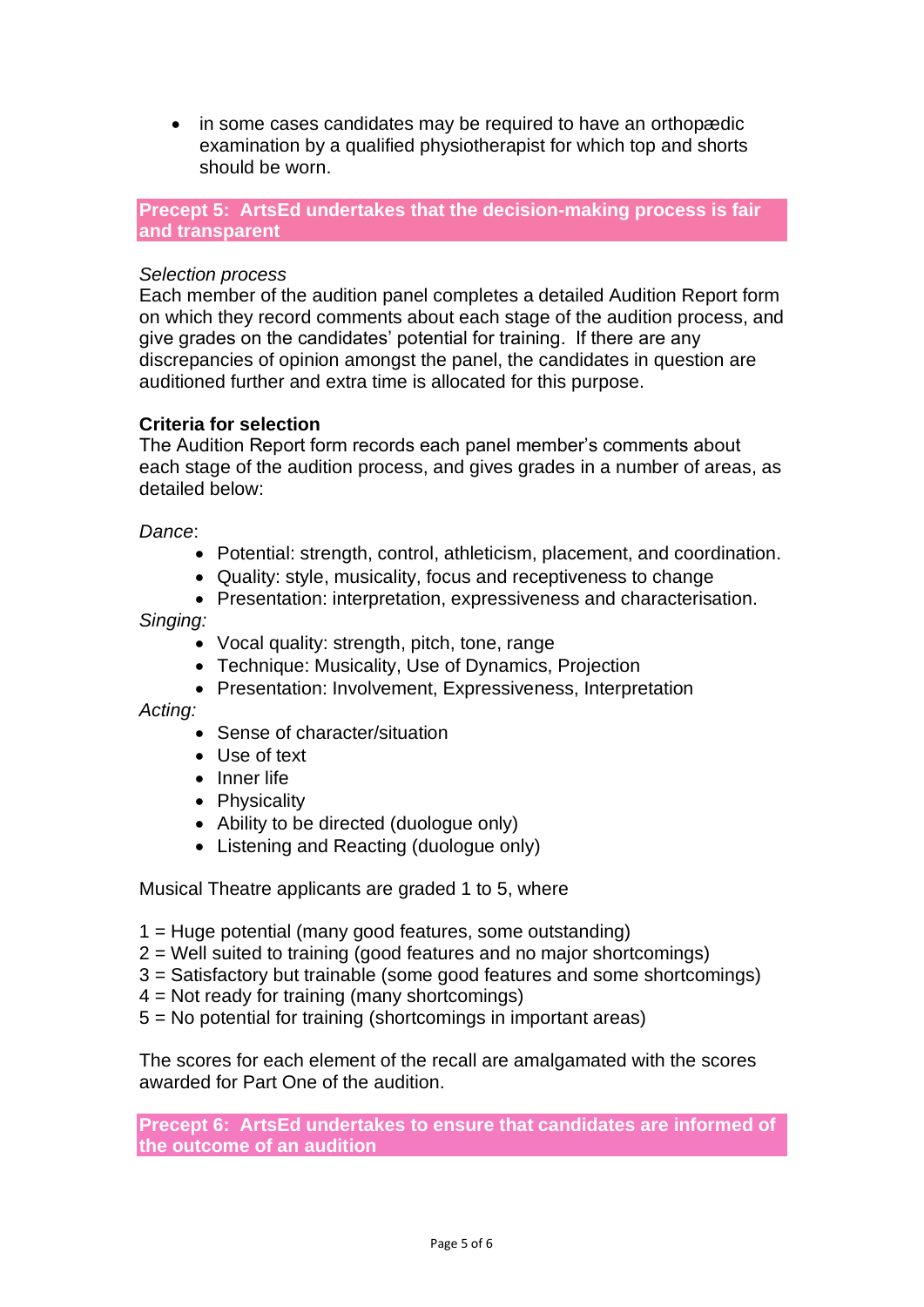- in some cases candidates may be required to have an orthopædic examination by a qualified physiotherapist for which top and shorts should be worn.

## Precept 5: ArtsEd undertakes that the decision-making process is fair and transparent

*Selection process*
Each member of the audition panel completes a detailed Audition Report form on which they record comments about each stage of the audition process, and give grades on the candidates' potential for training. If there are any discrepancies of opinion amongst the panel, the candidates in question are auditioned further and extra time is allocated for this purpose.

**Criteria for selection**
The Audition Report form records each panel member's comments about each stage of the audition process, and gives grades in a number of areas, as detailed below:

*Dance*:

- Potential: strength, control, athleticism, placement, and coordination.
- Quality: style, musicality, focus and receptiveness to change
- Presentation: interpretation, expressiveness and characterisation.

*Singing:*

- Vocal quality: strength, pitch, tone, range
- Technique: Musicality, Use of Dynamics, Projection
- Presentation: Involvement, Expressiveness, Interpretation

*Acting:*

- Sense of character/situation
- Use of text
- Inner life
- Physicality
- Ability to be directed (duologue only)
- Listening and Reacting (duologue only)

Musical Theatre applicants are graded 1 to 5, where

1 = Huge potential (many good features, some outstanding)
2 = Well suited to training (good features and no major shortcomings)
3 = Satisfactory but trainable (some good features and some shortcomings)
4 = Not ready for training (many shortcomings)
5 = No potential for training (shortcomings in important areas)

The scores for each element of the recall are amalgamated with the scores awarded for Part One of the audition.

## Precept 6: ArtsEd undertakes to ensure that candidates are informed of the outcome of an audition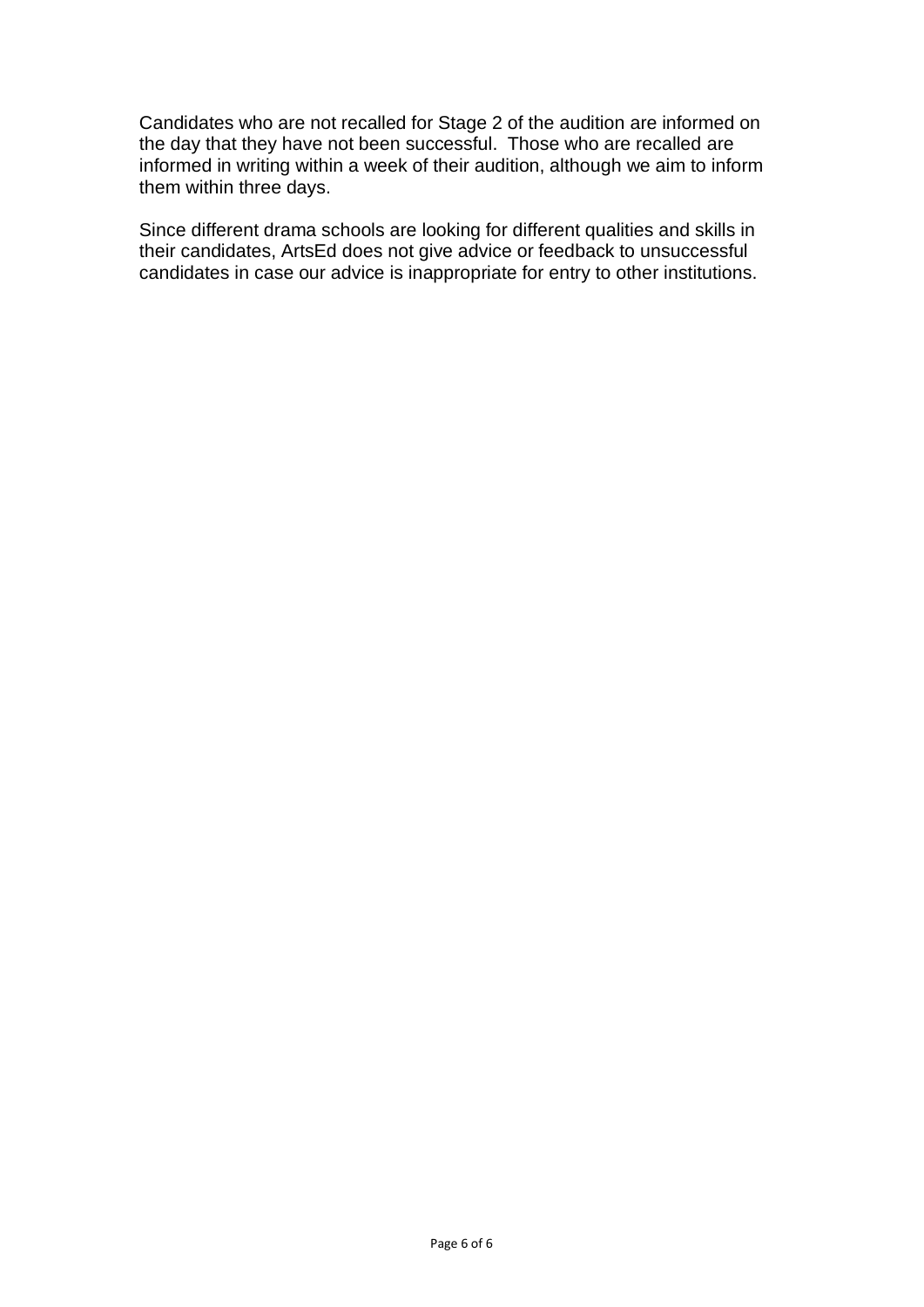Candidates who are not recalled for Stage 2 of the audition are informed on the day that they have not been successful.  Those who are recalled are informed in writing within a week of their audition, although we aim to inform them within three days.

Since different drama schools are looking for different qualities and skills in their candidates, ArtsEd does not give advice or feedback to unsuccessful candidates in case our advice is inappropriate for entry to other institutions.